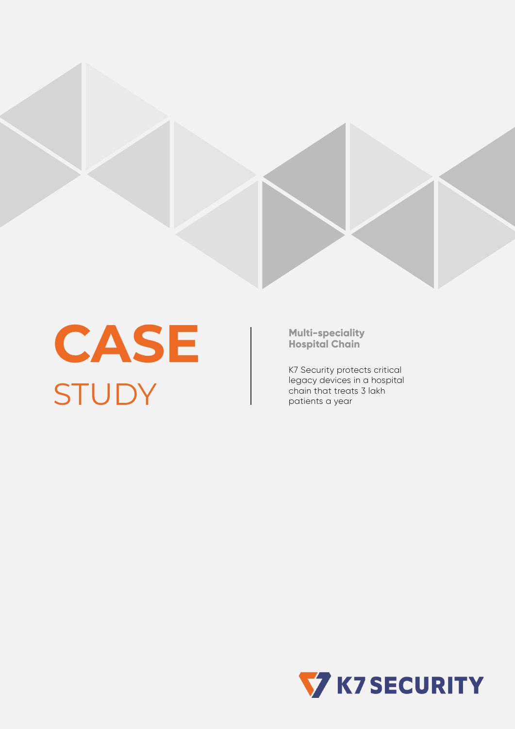# CASE STUDY

**Multi-speciality Hospital Chain**

K7 Security protects critical legacy devices in a hospital chain that treats 3 lakh patients a year

K7 SECURITY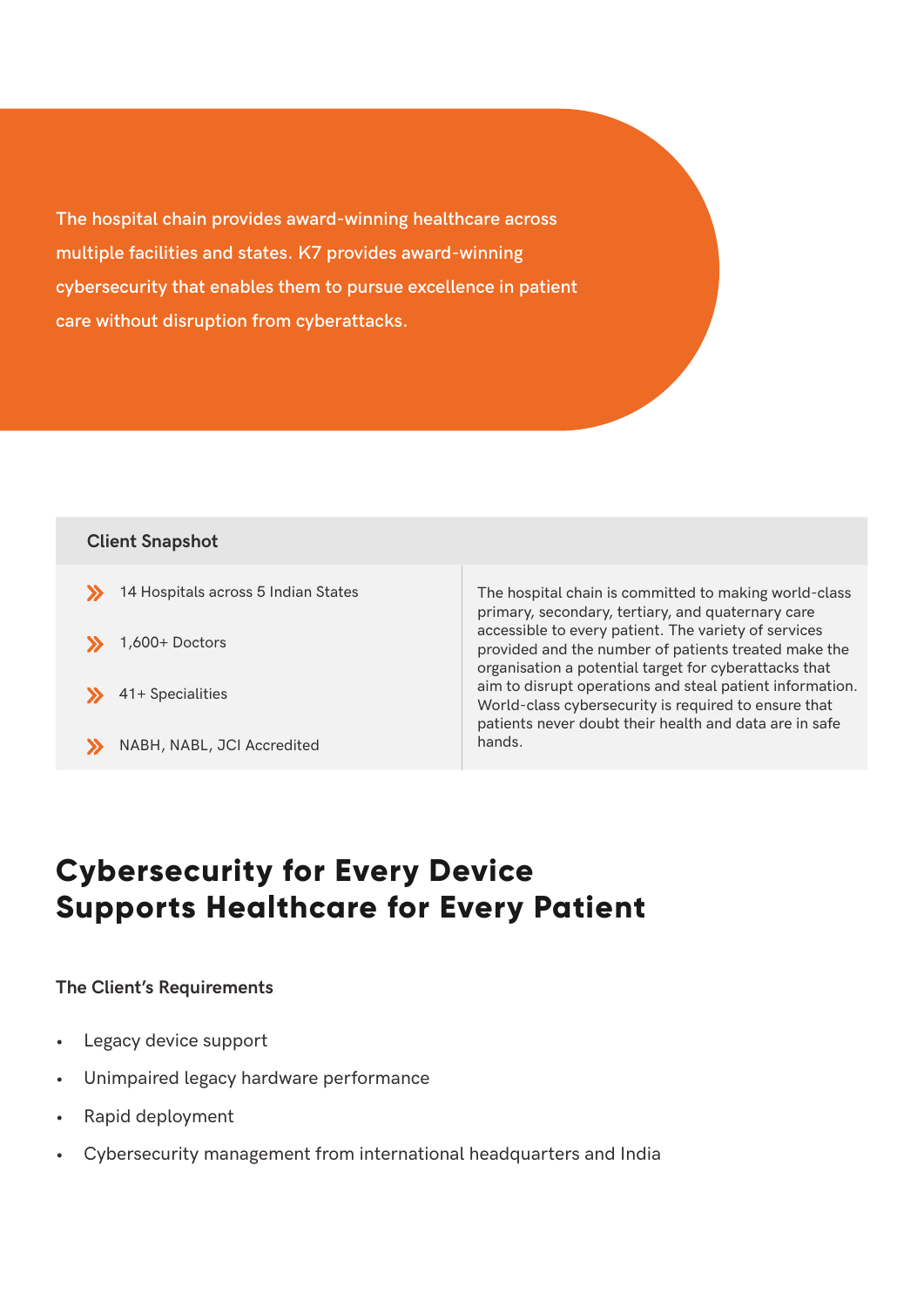The hospital chain provides award-winning healthcare across multiple facilities and states. K7 provides award-winning cybersecurity that enables them to pursue excellence in patient care without disruption from cyberattacks.

### Client Snapshot

- 14 Hospitals across 5 Indian States
- 1,600+ Doctors
- 41+ Specialities
- NABH, NABL, JCI Accredited

The hospital chain is committed to making world-class primary, secondary, tertiary, and quaternary care accessible to every patient. The variety of services provided and the number of patients treated make the organisation a potential target for cyberattacks that aim to disrupt operations and steal patient information. World-class cybersecurity is required to ensure that patients never doubt their health and data are in safe hands.

# Cybersecurity for Every Device Supports Healthcare for Every Patient

### The Client's Requirements

- Legacy device support
- Unimpaired legacy hardware performance
- Rapid deployment
- Cybersecurity management from international headquarters and India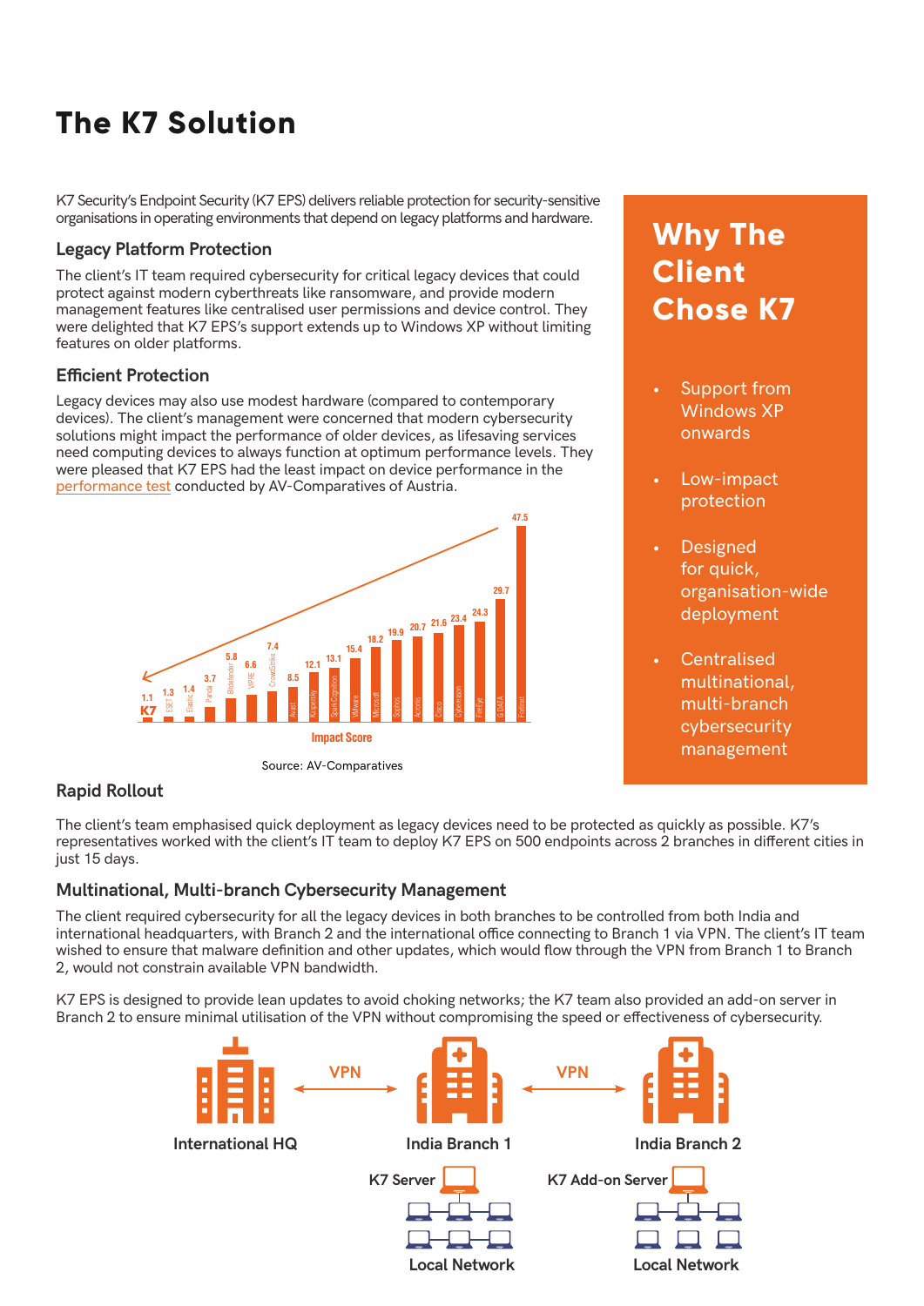# The K7 Solution

K7 Security's Endpoint Security (K7 EPS) delivers reliable protection for security-sensitive organisations in operating environments that depend on legacy platforms and hardware.

### Legacy Platform Protection

The client's IT team required cybersecurity for critical legacy devices that could protect against modern cyberthreats like ransomware, and provide modern management features like centralised user permissions and device control. They were delighted that K7 EPS's support extends up to Windows XP without limiting features on older platforms.

### Efficient Protection

Legacy devices may also use modest hardware (compared to contemporary devices). The client's management were concerned that modern cybersecurity solutions might impact the performance of older devices, as lifesaving services need computing devices to always function at optimum performance levels. They were pleased that K7 EPS had the least impact on device performance in the performance test conducted by AV-Comparatives of Austria.

| Vendor | Impact Score |
|---|---|
| K7 | 1.1 |
| ESET | 1.3 |
| Elastic | 1.4 |
| Panda | 3.7 |
| Bitdefender | 5.8 |
| VIPRE | 6.6 |
| CrowdStrike | 7.4 |
| Avast | 8.5 |
| Kaspersky | 12.1 |
| SparkCognition | 13.1 |
| VMware | 15.4 |
| Microsoft | 18.2 |
| Sophos | 19.9 |
| Acronis | 20.7 |
| Cisco | 21.6 |
| Cybereason | 23.4 |
| FireEye | 24.3 |
| G DATA | 29.7 |
| Fortinet | 47.5 |

Impact Score

Source: AV-Comparatives

## Why The Client Chose K7

- Support from Windows XP onwards
- Low-impact protection
- Designed for quick, organisation-wide deployment
- Centralised multinational, multi-branch cybersecurity management

### Rapid Rollout

The client's team emphasised quick deployment as legacy devices need to be protected as quickly as possible. K7's representatives worked with the client's IT team to deploy K7 EPS on 500 endpoints across 2 branches in different cities in just 15 days.

### Multinational, Multi-branch Cybersecurity Management

The client required cybersecurity for all the legacy devices in both branches to be controlled from both India and international headquarters, with Branch 2 and the international office connecting to Branch 1 via VPN. The client's IT team wished to ensure that malware definition and other updates, which would flow through the VPN from Branch 1 to Branch 2, would not constrain available VPN bandwidth.

K7 EPS is designed to provide lean updates to avoid choking networks; the K7 team also provided an add-on server in Branch 2 to ensure minimal utilisation of the VPN without compromising the speed or effectiveness of cybersecurity.

International HQ ⟷ VPN ⟷ India Branch 1 ⟷ VPN ⟷ India Branch 2

India Branch 1: K7 Server — Local Network

India Branch 2: K7 Add-on Server — Local Network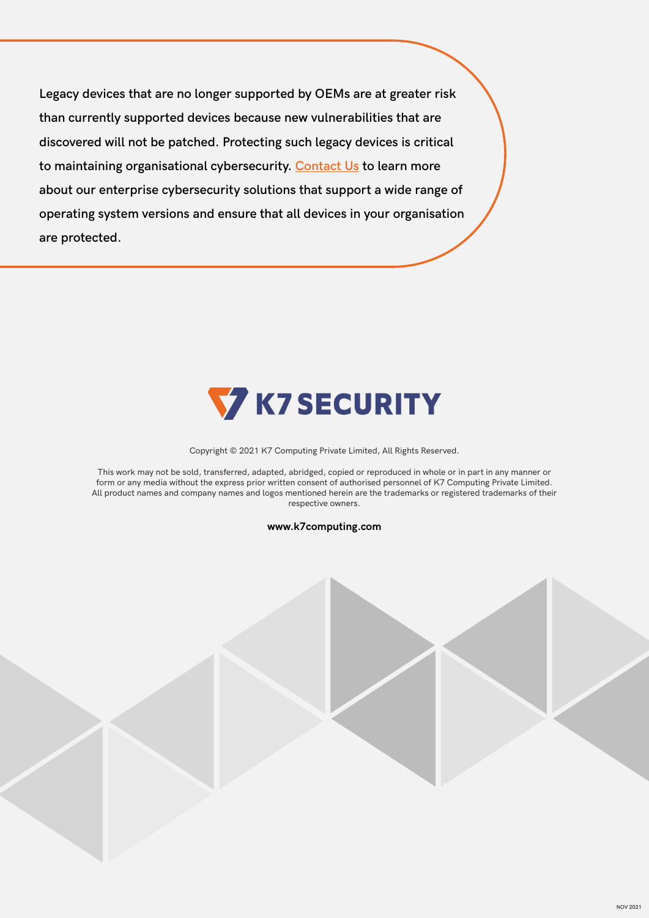Legacy devices that are no longer supported by OEMs are at greater risk than currently supported devices because new vulnerabilities that are discovered will not be patched. Protecting such legacy devices is critical to maintaining organisational cybersecurity. Contact Us to learn more about our enterprise cybersecurity solutions that support a wide range of operating system versions and ensure that all devices in your organisation are protected.

K7 SECURITY

Copyright © 2021 K7 Computing Private Limited, All Rights Reserved.

This work may not be sold, transferred, adapted, abridged, copied or reproduced in whole or in part in any manner or form or any media without the express prior written consent of authorised personnel of K7 Computing Private Limited. All product names and company names and logos mentioned herein are the trademarks or registered trademarks of their respective owners.

**www.k7computing.com**

NOV 2021